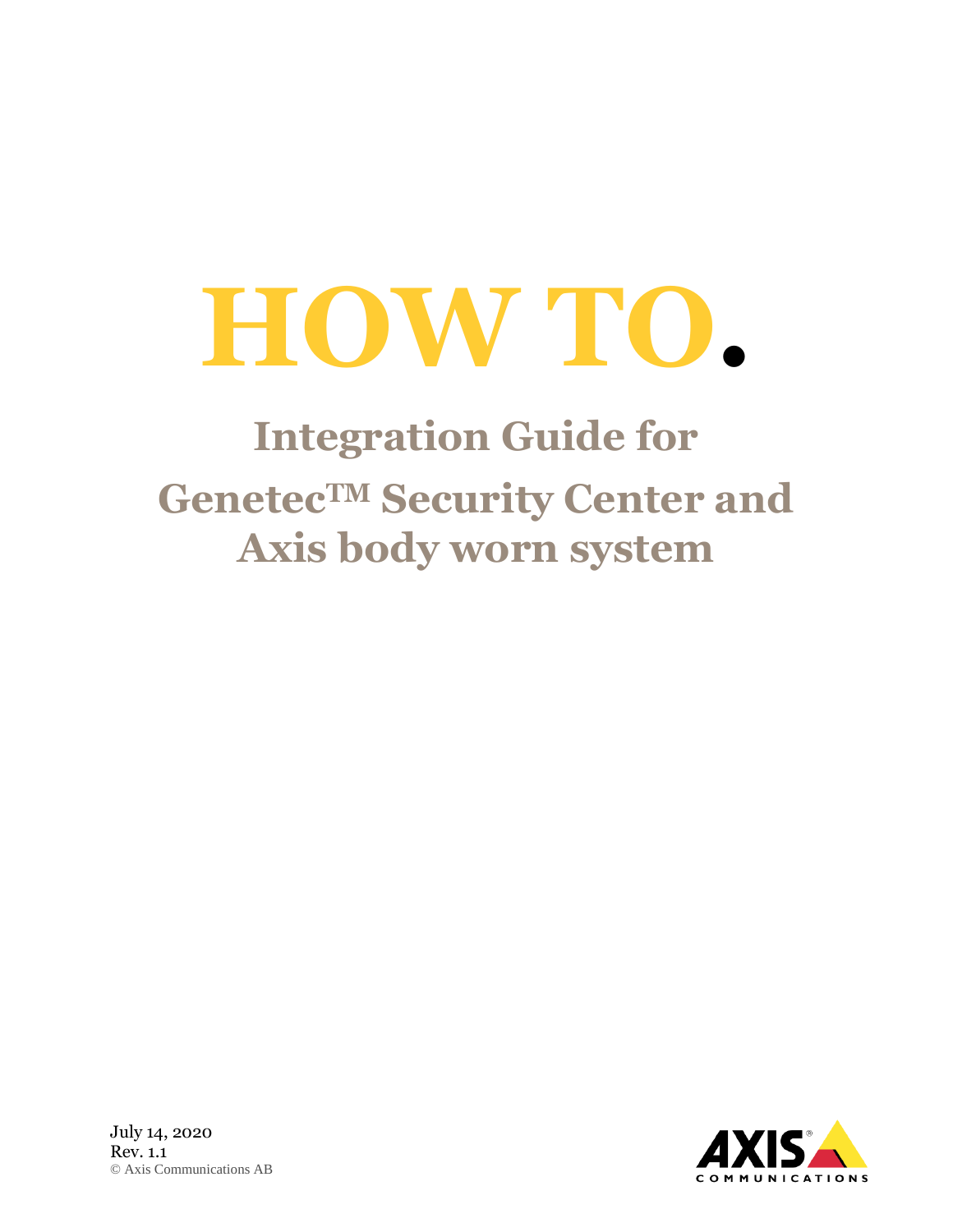# HOW TO.

## Integration Guide for GenetecTM Security Center and Axis body worn system

July 14, 2020
Rev. 1.1
© Axis Communications AB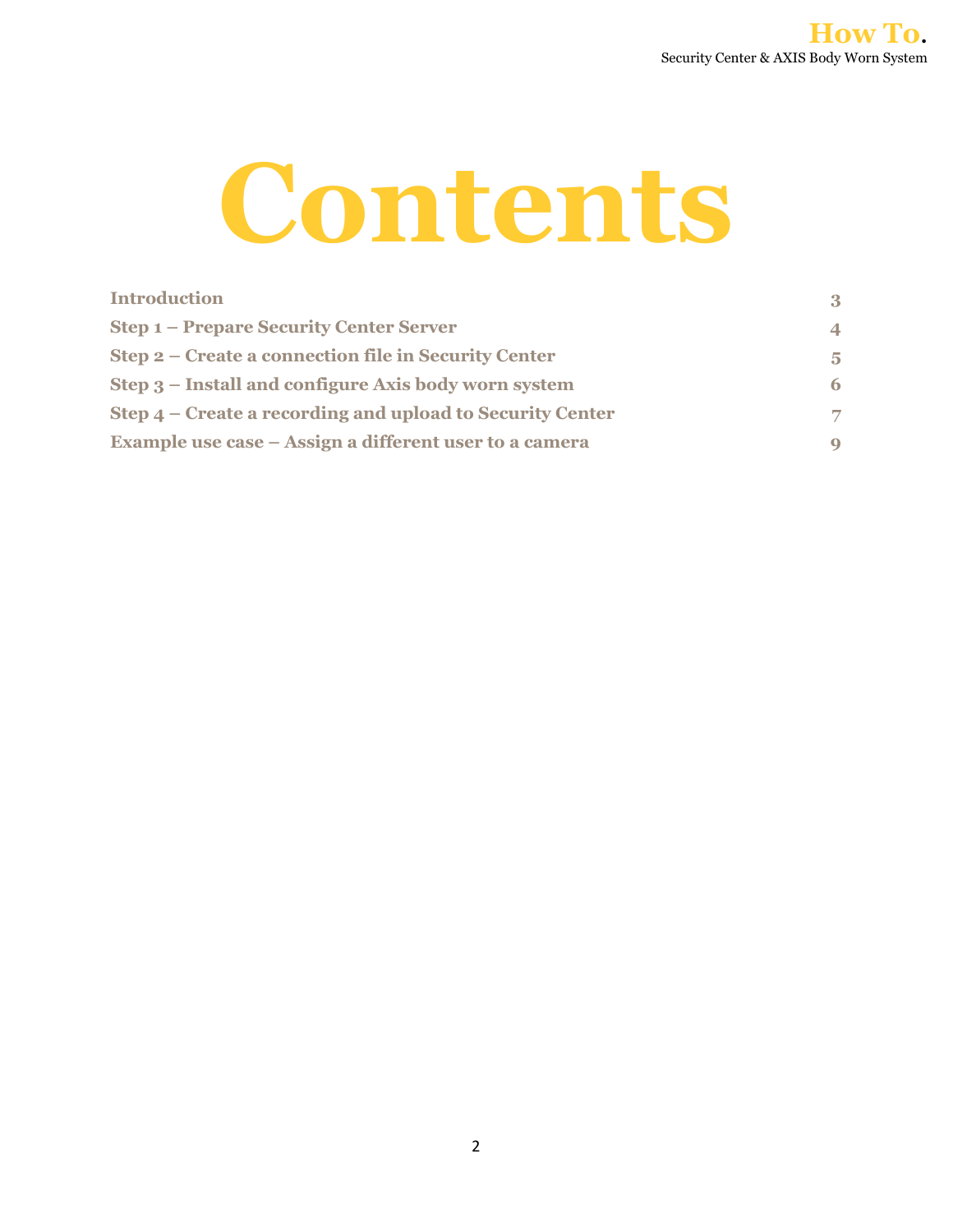# Contents

| | |
|---|---|
| **Introduction** | **3** |
| **Step 1 – Prepare Security Center Server** | **4** |
| **Step 2 – Create a connection file in Security Center** | **5** |
| **Step 3 – Install and configure Axis body worn system** | **6** |
| **Step 4 – Create a recording and upload to Security Center** | **7** |
| **Example use case – Assign a different user to a camera** | **9** |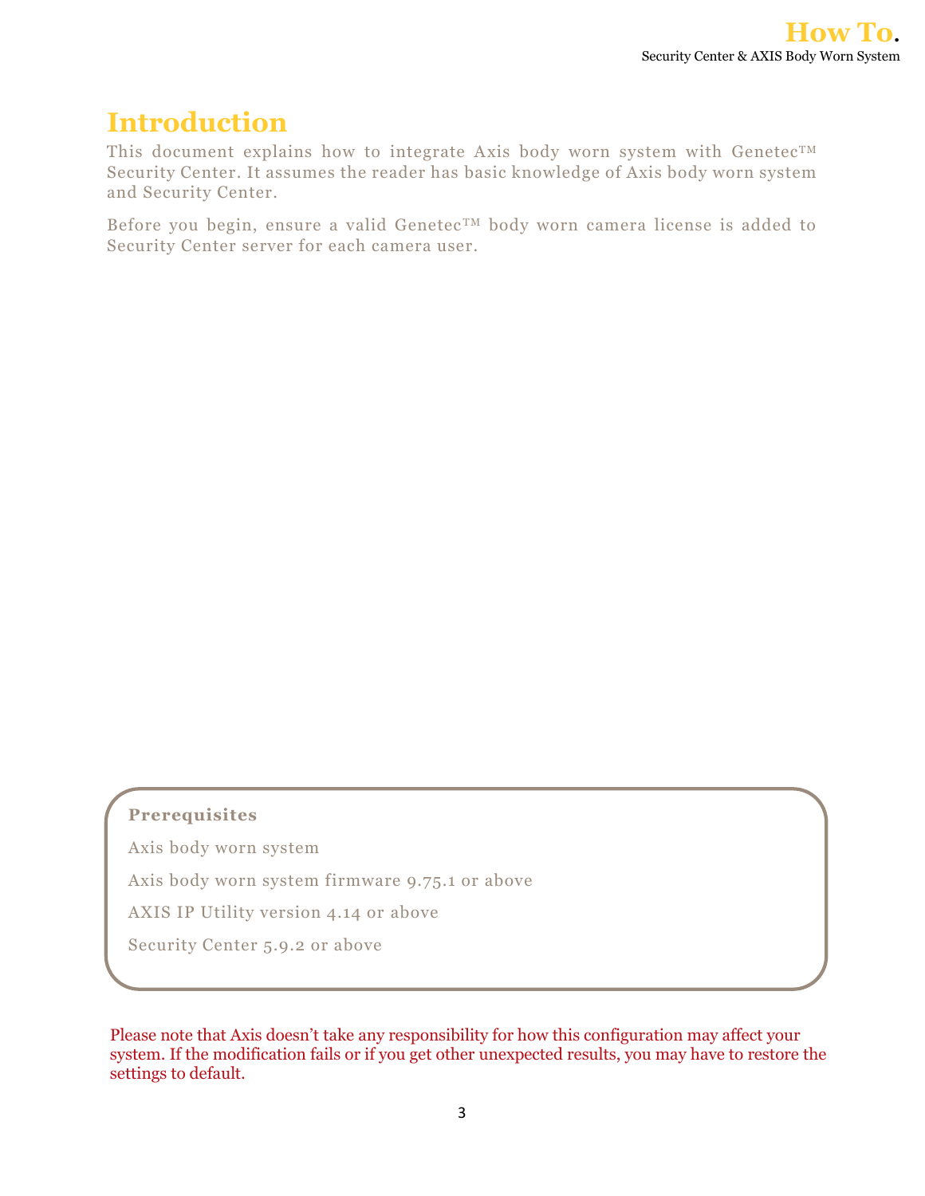# Introduction

This document explains how to integrate Axis body worn system with Genetec™ Security Center. It assumes the reader has basic knowledge of Axis body worn system and Security Center.

Before you begin, ensure a valid Genetec™ body worn camera license is added to Security Center server for each camera user.

**Prerequisites**

Axis body worn system

Axis body worn system firmware 9.75.1 or above

AXIS IP Utility version 4.14 or above

Security Center 5.9.2 or above

Please note that Axis doesn't take any responsibility for how this configuration may affect your system. If the modification fails or if you get other unexpected results, you may have to restore the settings to default.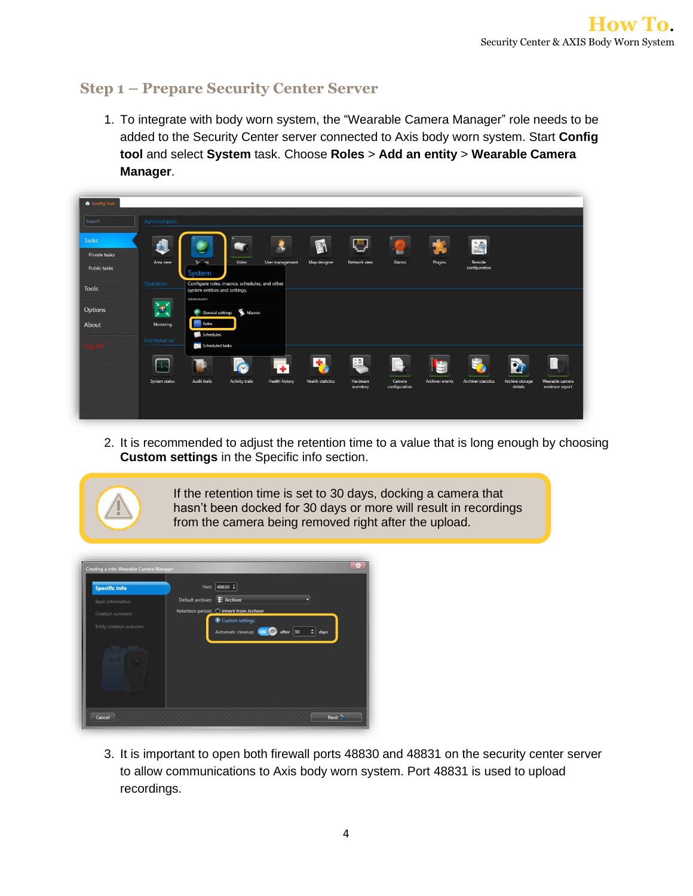## Step 1 – Prepare Security Center Server

1. To integrate with body worn system, the "Wearable Camera Manager" role needs to be added to the Security Center server connected to Axis body worn system. Start **Config tool** and select **System** task. Choose **Roles** > **Add an entity** > **Wearable Camera Manager**.

2. It is recommended to adjust the retention time to a value that is long enough by choosing **Custom settings** in the Specific info section.

> If the retention time is set to 30 days, docking a camera that hasn't been docked for 30 days or more will result in recordings from the camera being removed right after the upload.

3. It is important to open both firewall ports 48830 and 48831 on the security center server to allow communications to Axis body worn system. Port 48831 is used to upload recordings.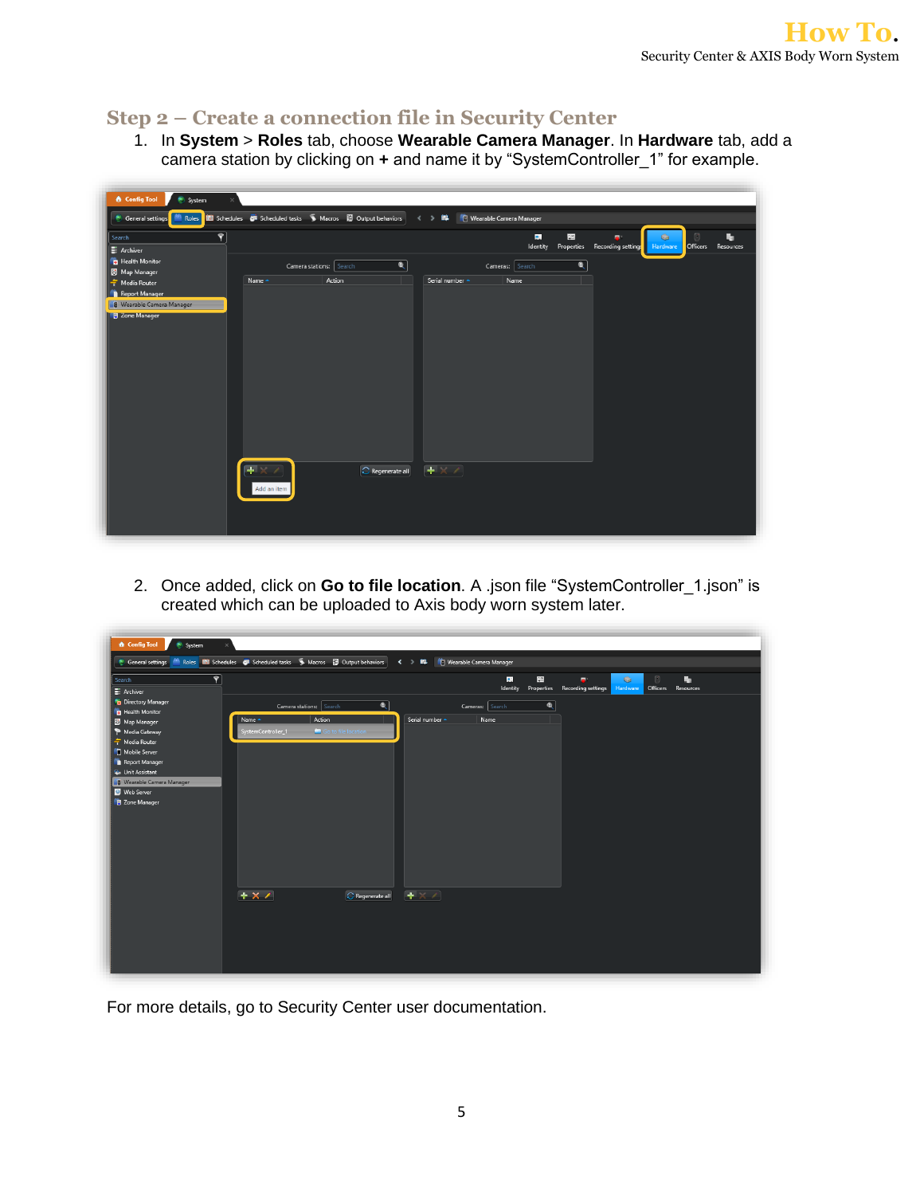## Step 2 – Create a connection file in Security Center

1. In **System** > **Roles** tab, choose **Wearable Camera Manager**. In **Hardware** tab, add a camera station by clicking on **+** and name it by "SystemController_1" for example.

2. Once added, click on **Go to file location**. A .json file "SystemController_1.json" is created which can be uploaded to Axis body worn system later.

For more details, go to Security Center user documentation.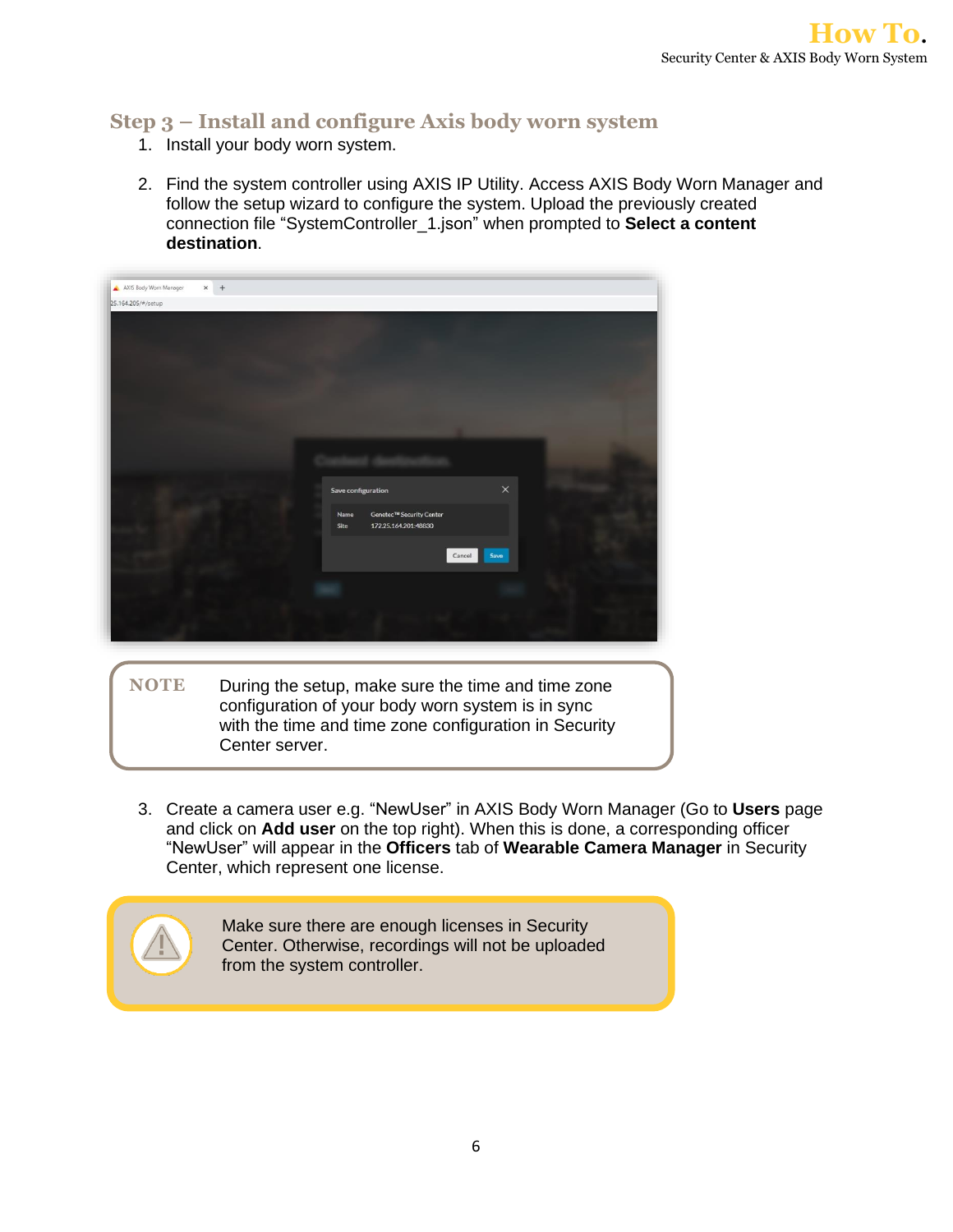## Step 3 – Install and configure Axis body worn system

1. Install your body worn system.

2. Find the system controller using AXIS IP Utility. Access AXIS Body Worn Manager and follow the setup wizard to configure the system. Upload the previously created connection file "SystemController_1.json" when prompted to **Select a content destination**.

| NOTE | During the setup, make sure the time and time zone configuration of your body worn system is in sync with the time and time zone configuration in Security Center server. |
| --- | --- |

3. Create a camera user e.g. "NewUser" in AXIS Body Worn Manager (Go to **Users** page and click on **Add user** on the top right). When this is done, a corresponding officer "NewUser" will appear in the **Officers** tab of **Wearable Camera Manager** in Security Center, which represent one license.

> Make sure there are enough licenses in Security Center. Otherwise, recordings will not be uploaded from the system controller.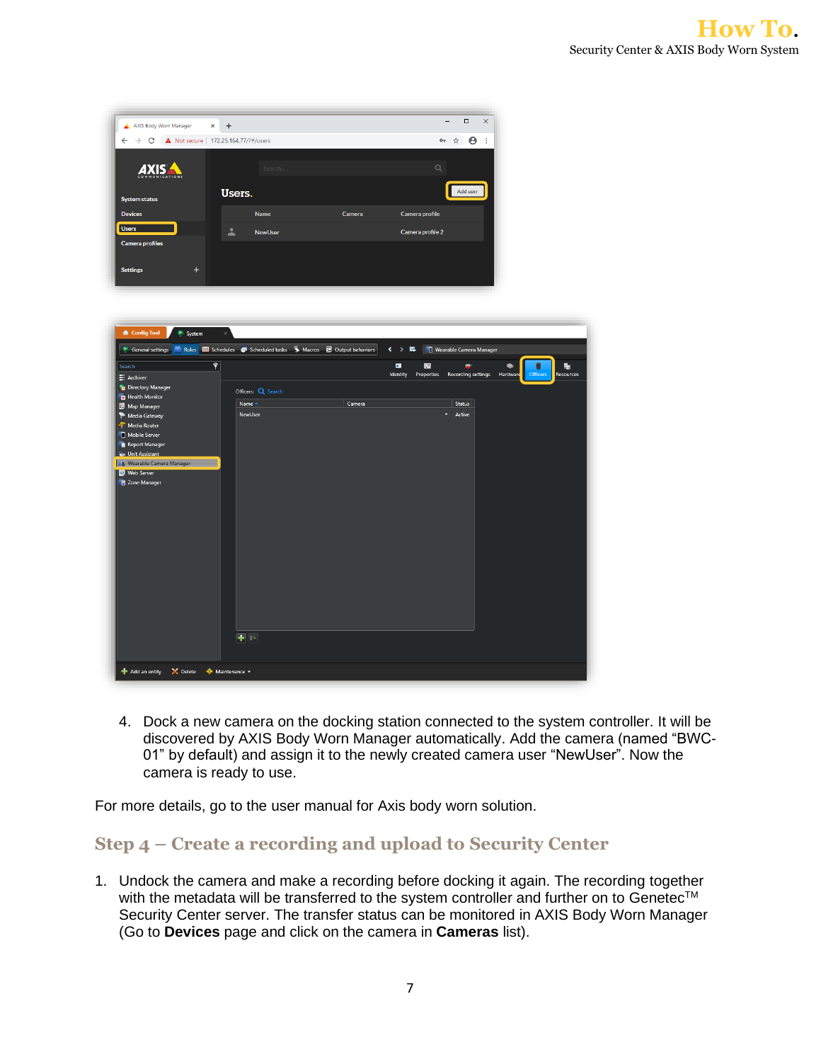4. Dock a new camera on the docking station connected to the system controller. It will be discovered by AXIS Body Worn Manager automatically. Add the camera (named "BWC-01" by default) and assign it to the newly created camera user "NewUser". Now the camera is ready to use.

For more details, go to the user manual for Axis body worn solution.

## Step 4 – Create a recording and upload to Security Center

1. Undock the camera and make a recording before docking it again. The recording together with the metadata will be transferred to the system controller and further on to Genetec™ Security Center server. The transfer status can be monitored in AXIS Body Worn Manager (Go to **Devices** page and click on the camera in **Cameras** list).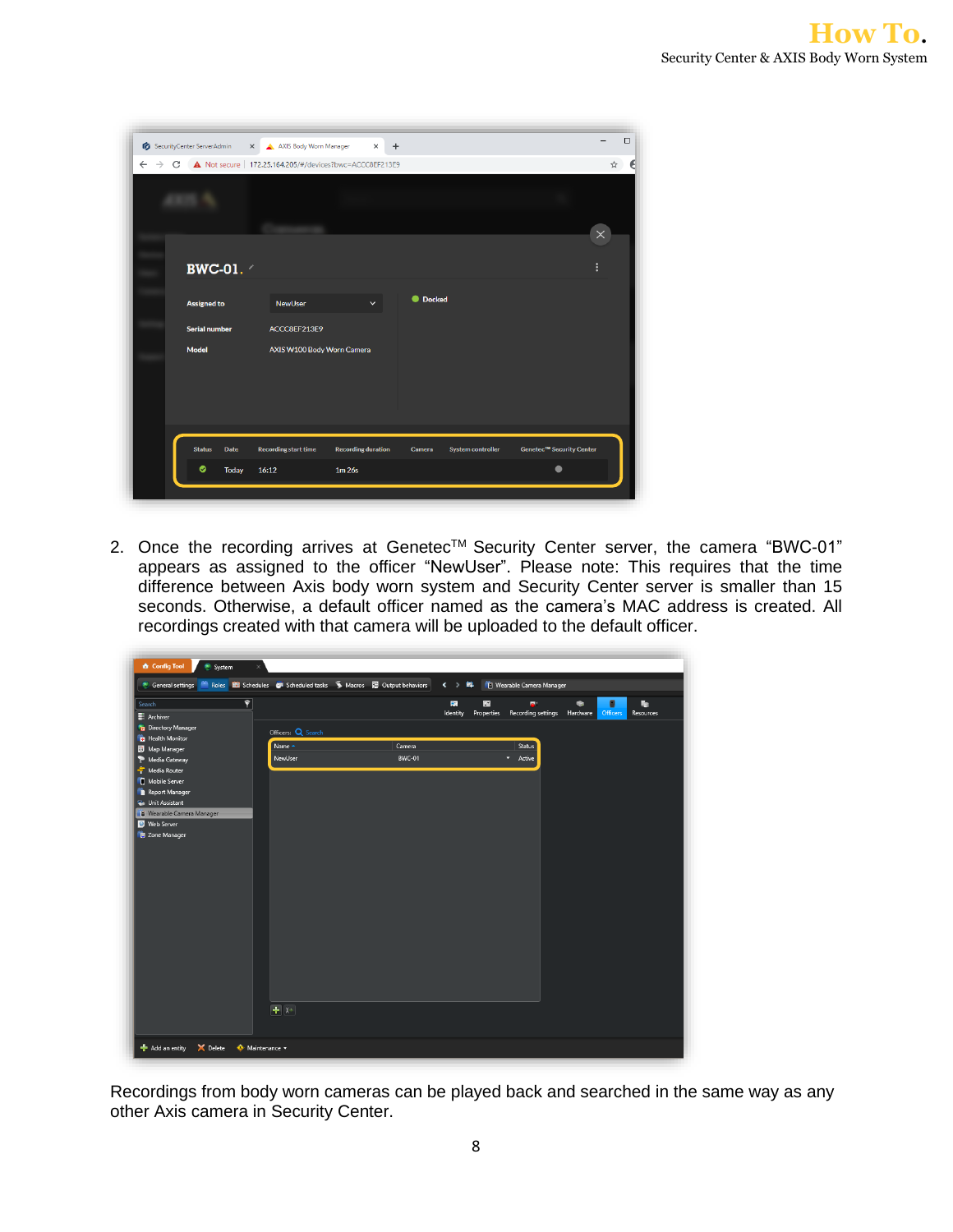2. Once the recording arrives at Genetec™ Security Center server, the camera "BWC-01" appears as assigned to the officer "NewUser". Please note: This requires that the time difference between Axis body worn system and Security Center server is smaller than 15 seconds. Otherwise, a default officer named as the camera's MAC address is created. All recordings created with that camera will be uploaded to the default officer.

Recordings from body worn cameras can be played back and searched in the same way as any other Axis camera in Security Center.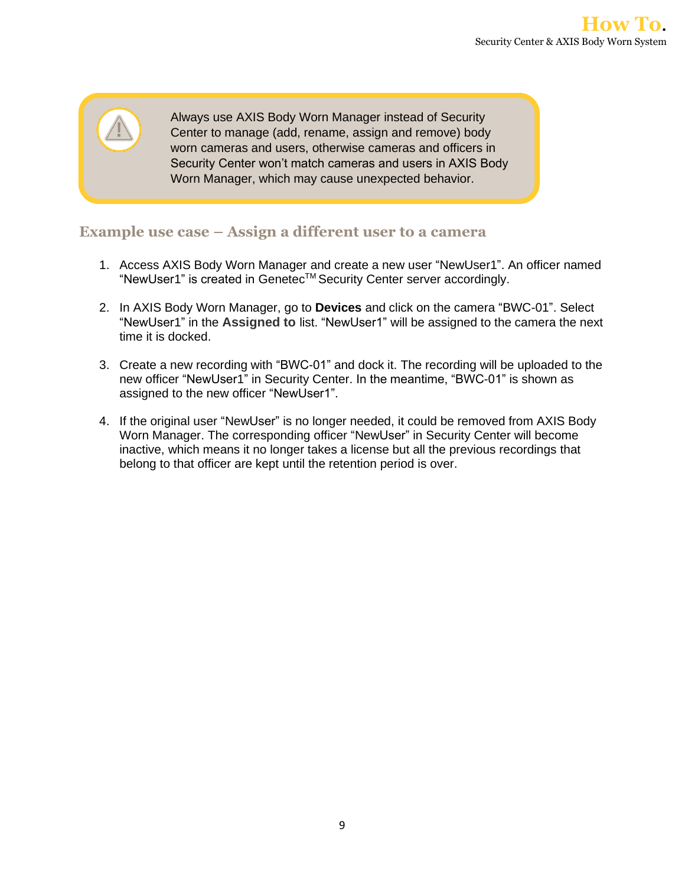> Always use AXIS Body Worn Manager instead of Security Center to manage (add, rename, assign and remove) body worn cameras and users, otherwise cameras and officers in Security Center won't match cameras and users in AXIS Body Worn Manager, which may cause unexpected behavior.

## Example use case – Assign a different user to a camera

1. Access AXIS Body Worn Manager and create a new user "NewUser1". An officer named "NewUser1" is created in Genetec™ Security Center server accordingly.

2. In AXIS Body Worn Manager, go to **Devices** and click on the camera "BWC-01". Select "NewUser1" in the **Assigned to** list. "NewUser1" will be assigned to the camera the next time it is docked.

3. Create a new recording with "BWC-01" and dock it. The recording will be uploaded to the new officer "NewUser1" in Security Center. In the meantime, "BWC-01" is shown as assigned to the new officer "NewUser1".

4. If the original user "NewUser" is no longer needed, it could be removed from AXIS Body Worn Manager. The corresponding officer "NewUser" in Security Center will become inactive, which means it no longer takes a license but all the previous recordings that belong to that officer are kept until the retention period is over.